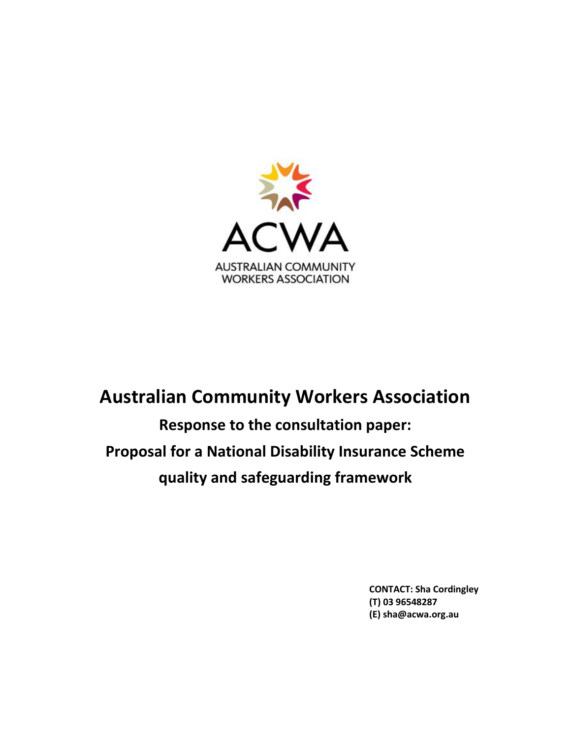ACWA

AUSTRALIAN COMMUNITY WORKERS ASSOCIATION

# Australian Community Workers Association

## Response to the consultation paper:

## Proposal for a National Disability Insurance Scheme quality and safeguarding framework

**CONTACT: Sha Cordingley**
**(T) 03 96548287**
**(E) sha@acwa.org.au**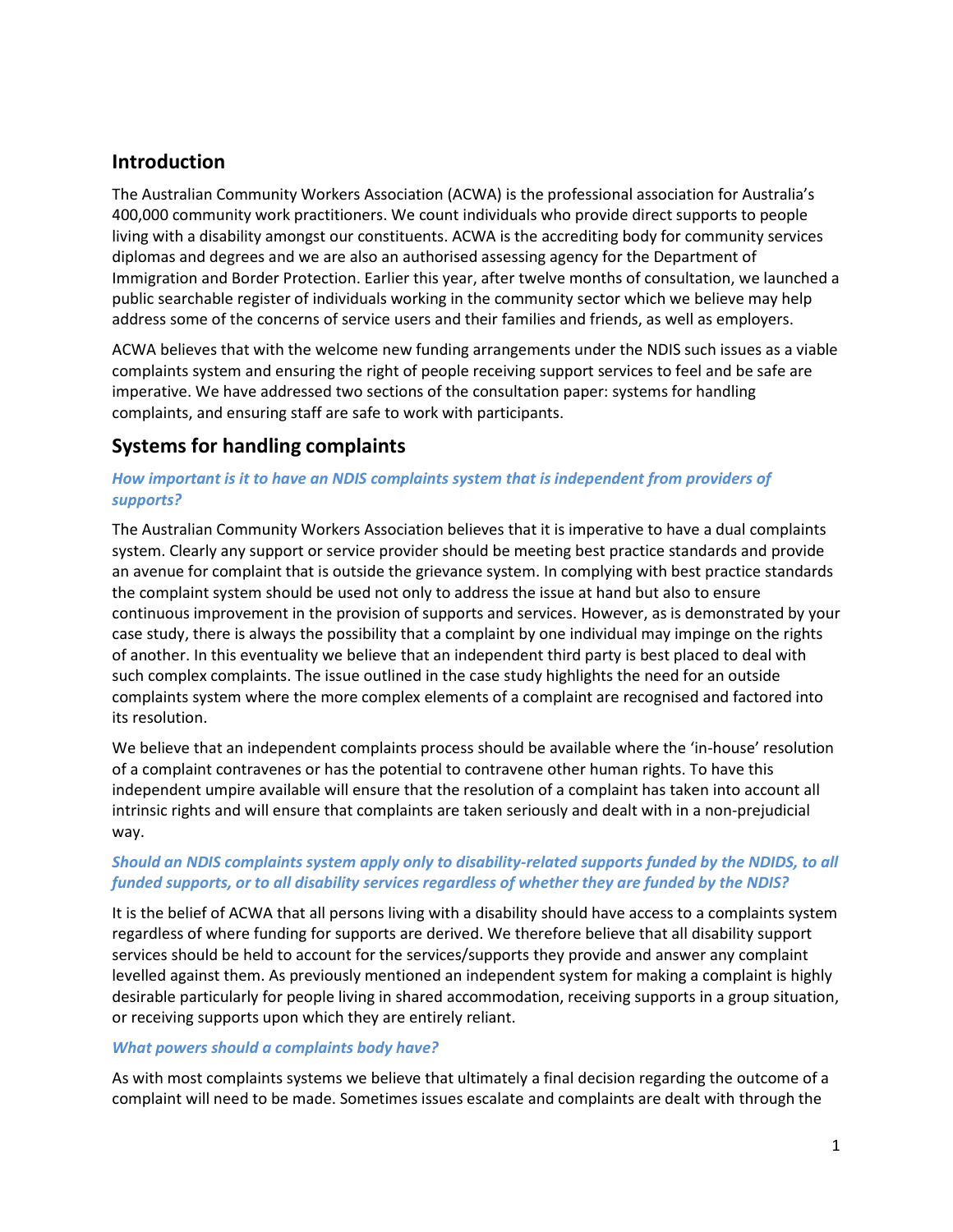## Introduction

The Australian Community Workers Association (ACWA) is the professional association for Australia's 400,000 community work practitioners. We count individuals who provide direct supports to people living with a disability amongst our constituents. ACWA is the accrediting body for community services diplomas and degrees and we are also an authorised assessing agency for the Department of Immigration and Border Protection. Earlier this year, after twelve months of consultation, we launched a public searchable register of individuals working in the community sector which we believe may help address some of the concerns of service users and their families and friends, as well as employers.

ACWA believes that with the welcome new funding arrangements under the NDIS such issues as a viable complaints system and ensuring the right of people receiving support services to feel and be safe are imperative. We have addressed two sections of the consultation paper: systems for handling complaints, and ensuring staff are safe to work with participants.

## Systems for handling complaints

### *How important is it to have an NDIS complaints system that is independent from providers of supports?*

The Australian Community Workers Association believes that it is imperative to have a dual complaints system. Clearly any support or service provider should be meeting best practice standards and provide an avenue for complaint that is outside the grievance system. In complying with best practice standards the complaint system should be used not only to address the issue at hand but also to ensure continuous improvement in the provision of supports and services. However, as is demonstrated by your case study, there is always the possibility that a complaint by one individual may impinge on the rights of another. In this eventuality we believe that an independent third party is best placed to deal with such complex complaints. The issue outlined in the case study highlights the need for an outside complaints system where the more complex elements of a complaint are recognised and factored into its resolution.

We believe that an independent complaints process should be available where the 'in-house' resolution of a complaint contravenes or has the potential to contravene other human rights. To have this independent umpire available will ensure that the resolution of a complaint has taken into account all intrinsic rights and will ensure that complaints are taken seriously and dealt with in a non-prejudicial way.

### *Should an NDIS complaints system apply only to disability-related supports funded by the NDIDS, to all funded supports, or to all disability services regardless of whether they are funded by the NDIS?*

It is the belief of ACWA that all persons living with a disability should have access to a complaints system regardless of where funding for supports are derived. We therefore believe that all disability support services should be held to account for the services/supports they provide and answer any complaint levelled against them. As previously mentioned an independent system for making a complaint is highly desirable particularly for people living in shared accommodation, receiving supports in a group situation, or receiving supports upon which they are entirely reliant.

### *What powers should a complaints body have?*

As with most complaints systems we believe that ultimately a final decision regarding the outcome of a complaint will need to be made. Sometimes issues escalate and complaints are dealt with through the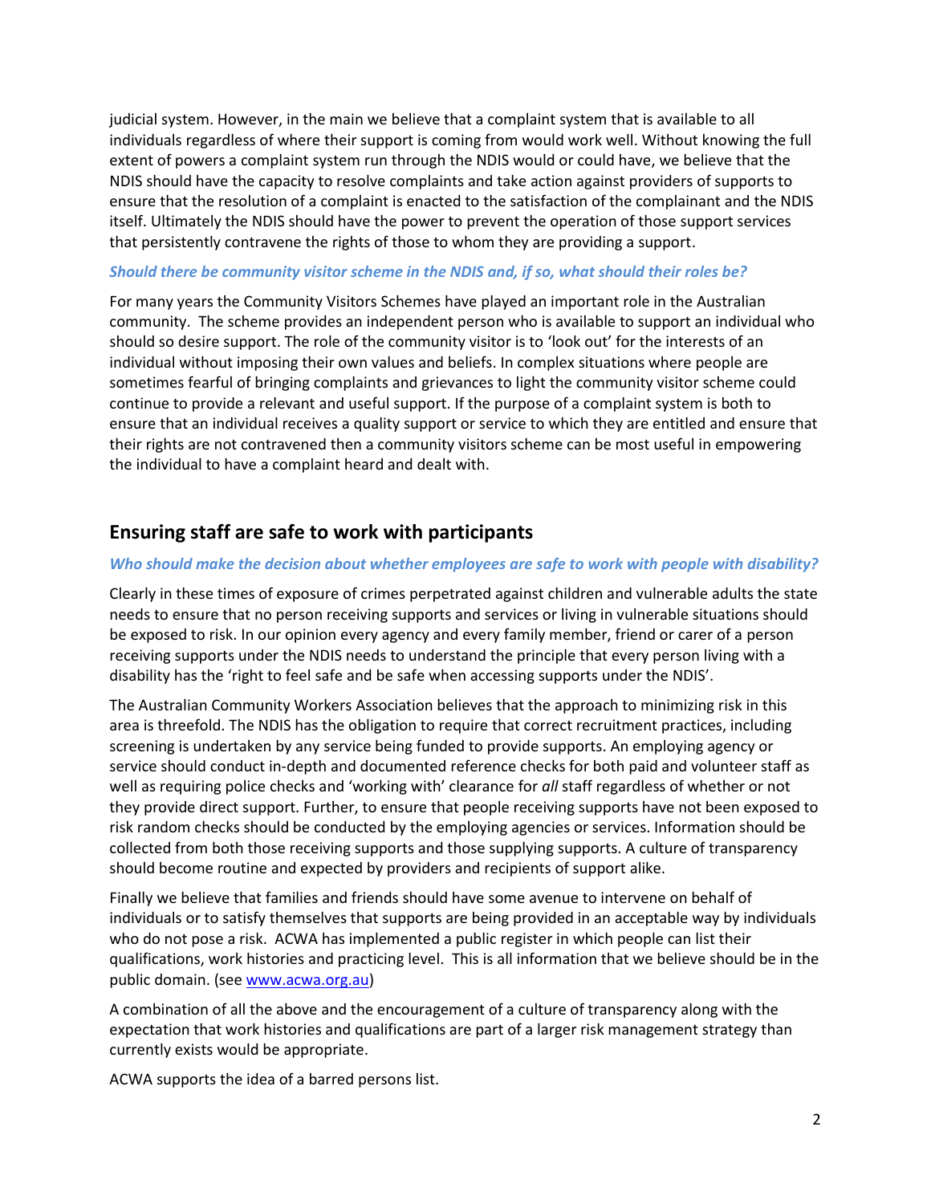judicial system. However, in the main we believe that a complaint system that is available to all individuals regardless of where their support is coming from would work well. Without knowing the full extent of powers a complaint system run through the NDIS would or could have, we believe that the NDIS should have the capacity to resolve complaints and take action against providers of supports to ensure that the resolution of a complaint is enacted to the satisfaction of the complainant and the NDIS itself. Ultimately the NDIS should have the power to prevent the operation of those support services that persistently contravene the rights of those to whom they are providing a support.

***Should there be community visitor scheme in the NDIS and, if so, what should their roles be?***

For many years the Community Visitors Schemes have played an important role in the Australian community. The scheme provides an independent person who is available to support an individual who should so desire support. The role of the community visitor is to 'look out' for the interests of an individual without imposing their own values and beliefs. In complex situations where people are sometimes fearful of bringing complaints and grievances to light the community visitor scheme could continue to provide a relevant and useful support. If the purpose of a complaint system is both to ensure that an individual receives a quality support or service to which they are entitled and ensure that their rights are not contravened then a community visitors scheme can be most useful in empowering the individual to have a complaint heard and dealt with.

## Ensuring staff are safe to work with participants

***Who should make the decision about whether employees are safe to work with people with disability?***

Clearly in these times of exposure of crimes perpetrated against children and vulnerable adults the state needs to ensure that no person receiving supports and services or living in vulnerable situations should be exposed to risk. In our opinion every agency and every family member, friend or carer of a person receiving supports under the NDIS needs to understand the principle that every person living with a disability has the 'right to feel safe and be safe when accessing supports under the NDIS'.

The Australian Community Workers Association believes that the approach to minimizing risk in this area is threefold. The NDIS has the obligation to require that correct recruitment practices, including screening is undertaken by any service being funded to provide supports. An employing agency or service should conduct in-depth and documented reference checks for both paid and volunteer staff as well as requiring police checks and 'working with' clearance for *all* staff regardless of whether or not they provide direct support. Further, to ensure that people receiving supports have not been exposed to risk random checks should be conducted by the employing agencies or services. Information should be collected from both those receiving supports and those supplying supports. A culture of transparency should become routine and expected by providers and recipients of support alike.

Finally we believe that families and friends should have some avenue to intervene on behalf of individuals or to satisfy themselves that supports are being provided in an acceptable way by individuals who do not pose a risk. ACWA has implemented a public register in which people can list their qualifications, work histories and practicing level. This is all information that we believe should be in the public domain. (see [www.acwa.org.au](http://www.acwa.org.au))

A combination of all the above and the encouragement of a culture of transparency along with the expectation that work histories and qualifications are part of a larger risk management strategy than currently exists would be appropriate.

ACWA supports the idea of a barred persons list.